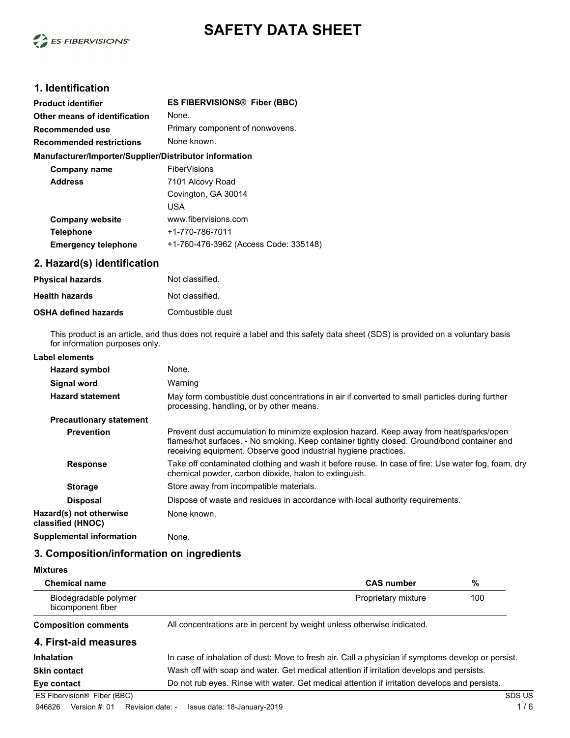# SAFETY DATA SHEET

## 1. Identification

**Product identifier** ES FIBERVISIONS® Fiber (BBC)

**Other means of identification** None.

**Recommended use** Primary component of nonwovens.

**Recommended restrictions** None known.

**Manufacturer/Importer/Supplier/Distributor information**

**Company name** FiberVisions

**Address** 7101 Alcovy Road
Covington, GA 30014
USA

**Company website** www.fibervisions.com

**Telephone** +1-770-786-7011

**Emergency telephone** +1-760-476-3962 (Access Code: 335148)

## 2. Hazard(s) identification

**Physical hazards** Not classified.

**Health hazards** Not classified.

**OSHA defined hazards** Combustible dust

This product is an article, and thus does not require a label and this safety data sheet (SDS) is provided on a voluntary basis for information purposes only.

**Label elements**

**Hazard symbol** None.

**Signal word** Warning

**Hazard statement** May form combustible dust concentrations in air if converted to small particles during further processing, handling, or by other means.

**Precautionary statement**

**Prevention** Prevent dust accumulation to minimize explosion hazard. Keep away from heat/sparks/open flames/hot surfaces. - No smoking. Keep container tightly closed. Ground/bond container and receiving equipment. Observe good industrial hygiene practices.

**Response** Take off contaminated clothing and wash it before reuse. In case of fire: Use water fog, foam, dry chemical powder, carbon dioxide, halon to extinguish.

**Storage** Store away from incompatible materials.

**Disposal** Dispose of waste and residues in accordance with local authority requirements.

**Hazard(s) not otherwise classified (HNOC)** None known.

**Supplemental information** None.

## 3. Composition/information on ingredients

**Mixtures**

| Chemical name | CAS number | % |
|---|---|---|
| Biodegradable polymer bicomponent fiber | Proprietary mixture | 100 |

**Composition comments** All concentrations are in percent by weight unless otherwise indicated.

## 4. First-aid measures

**Inhalation** In case of inhalation of dust: Move to fresh air. Call a physician if symptoms develop or persist.

**Skin contact** Wash off with soap and water. Get medical attention if irritation develops and persists.

**Eye contact** Do not rub eyes. Rinse with water. Get medical attention if irritation develops and persists.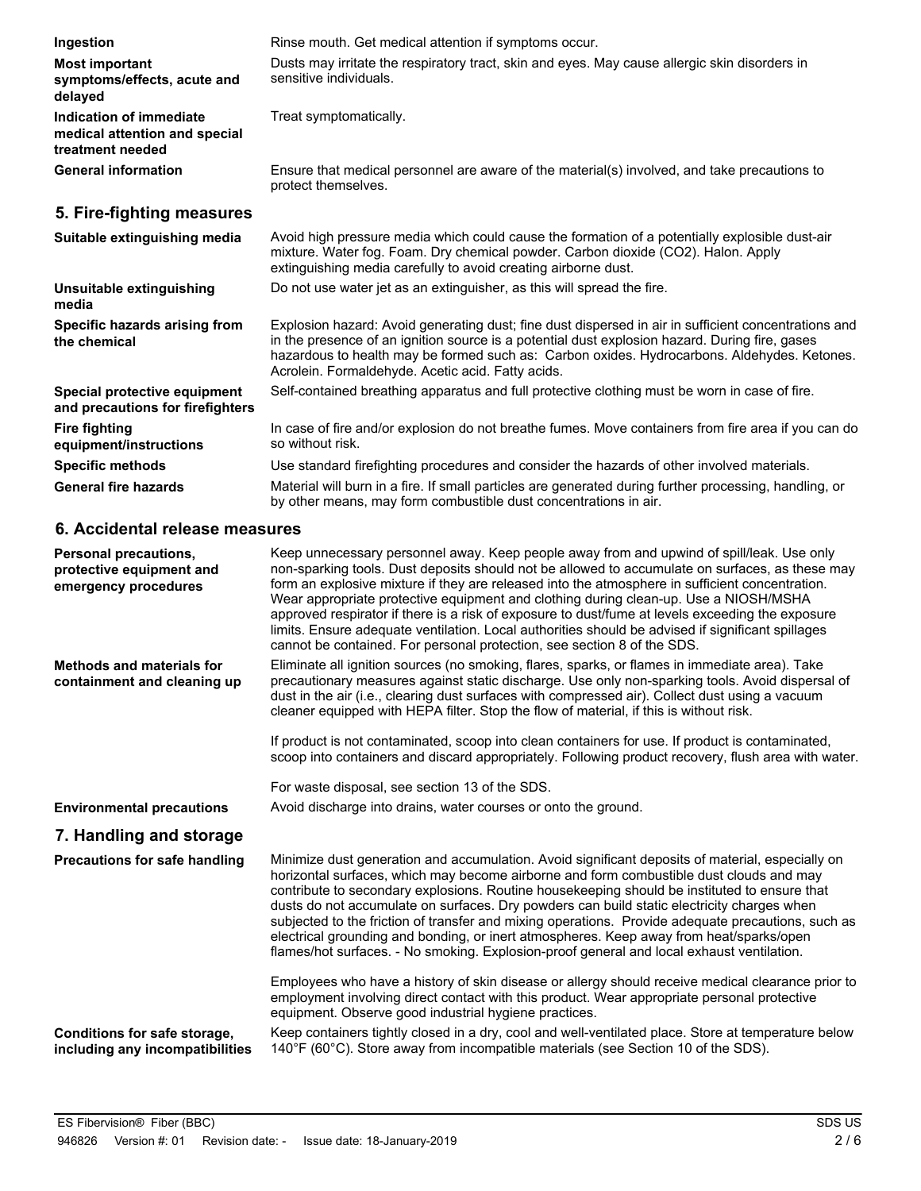**Ingestion**

Rinse mouth. Get medical attention if symptoms occur.

**Most important symptoms/effects, acute and delayed**

Dusts may irritate the respiratory tract, skin and eyes. May cause allergic skin disorders in sensitive individuals.

**Indication of immediate medical attention and special treatment needed**

Treat symptomatically.

**General information**

Ensure that medical personnel are aware of the material(s) involved, and take precautions to protect themselves.

## 5. Fire-fighting measures

**Suitable extinguishing media**

Avoid high pressure media which could cause the formation of a potentially explosible dust-air mixture. Water fog. Foam. Dry chemical powder. Carbon dioxide ($CO_2$). Halon. Apply extinguishing media carefully to avoid creating airborne dust.

**Unsuitable extinguishing media**

Do not use water jet as an extinguisher, as this will spread the fire.

**Specific hazards arising from the chemical**

Explosion hazard: Avoid generating dust; fine dust dispersed in air in sufficient concentrations and in the presence of an ignition source is a potential dust explosion hazard. During fire, gases hazardous to health may be formed such as: Carbon oxides. Hydrocarbons. Aldehydes. Ketones. Acrolein. Formaldehyde. Acetic acid. Fatty acids.

**Special protective equipment and precautions for firefighters**

Self-contained breathing apparatus and full protective clothing must be worn in case of fire.

**Fire fighting equipment/instructions**

In case of fire and/or explosion do not breathe fumes. Move containers from fire area if you can do so without risk.

**Specific methods**

Use standard firefighting procedures and consider the hazards of other involved materials.

**General fire hazards**

Material will burn in a fire. If small particles are generated during further processing, handling, or by other means, may form combustible dust concentrations in air.

## 6. Accidental release measures

**Personal precautions, protective equipment and emergency procedures**

Keep unnecessary personnel away. Keep people away from and upwind of spill/leak. Use only non-sparking tools. Dust deposits should not be allowed to accumulate on surfaces, as these may form an explosive mixture if they are released into the atmosphere in sufficient concentration. Wear appropriate protective equipment and clothing during clean-up. Use a NIOSH/MSHA approved respirator if there is a risk of exposure to dust/fume at levels exceeding the exposure limits. Ensure adequate ventilation. Local authorities should be advised if significant spillages cannot be contained. For personal protection, see section 8 of the SDS.

**Methods and materials for containment and cleaning up**

Eliminate all ignition sources (no smoking, flares, sparks, or flames in immediate area). Take precautionary measures against static discharge. Use only non-sparking tools. Avoid dispersal of dust in the air (i.e., clearing dust surfaces with compressed air). Collect dust using a vacuum cleaner equipped with HEPA filter. Stop the flow of material, if this is without risk.

If product is not contaminated, scoop into clean containers for use. If product is contaminated, scoop into containers and discard appropriately. Following product recovery, flush area with water.

For waste disposal, see section 13 of the SDS.

**Environmental precautions**

Avoid discharge into drains, water courses or onto the ground.

## 7. Handling and storage

**Precautions for safe handling**

Minimize dust generation and accumulation. Avoid significant deposits of material, especially on horizontal surfaces, which may become airborne and form combustible dust clouds and may contribute to secondary explosions. Routine housekeeping should be instituted to ensure that dusts do not accumulate on surfaces. Dry powders can build static electricity charges when subjected to the friction of transfer and mixing operations. Provide adequate precautions, such as electrical grounding and bonding, or inert atmospheres. Keep away from heat/sparks/open flames/hot surfaces. - No smoking. Explosion-proof general and local exhaust ventilation.

Employees who have a history of skin disease or allergy should receive medical clearance prior to employment involving direct contact with this product. Wear appropriate personal protective equipment. Observe good industrial hygiene practices.

**Conditions for safe storage, including any incompatibilities**

Keep containers tightly closed in a dry, cool and well-ventilated place. Store at temperature below 140°F (60°C). Store away from incompatible materials (see Section 10 of the SDS).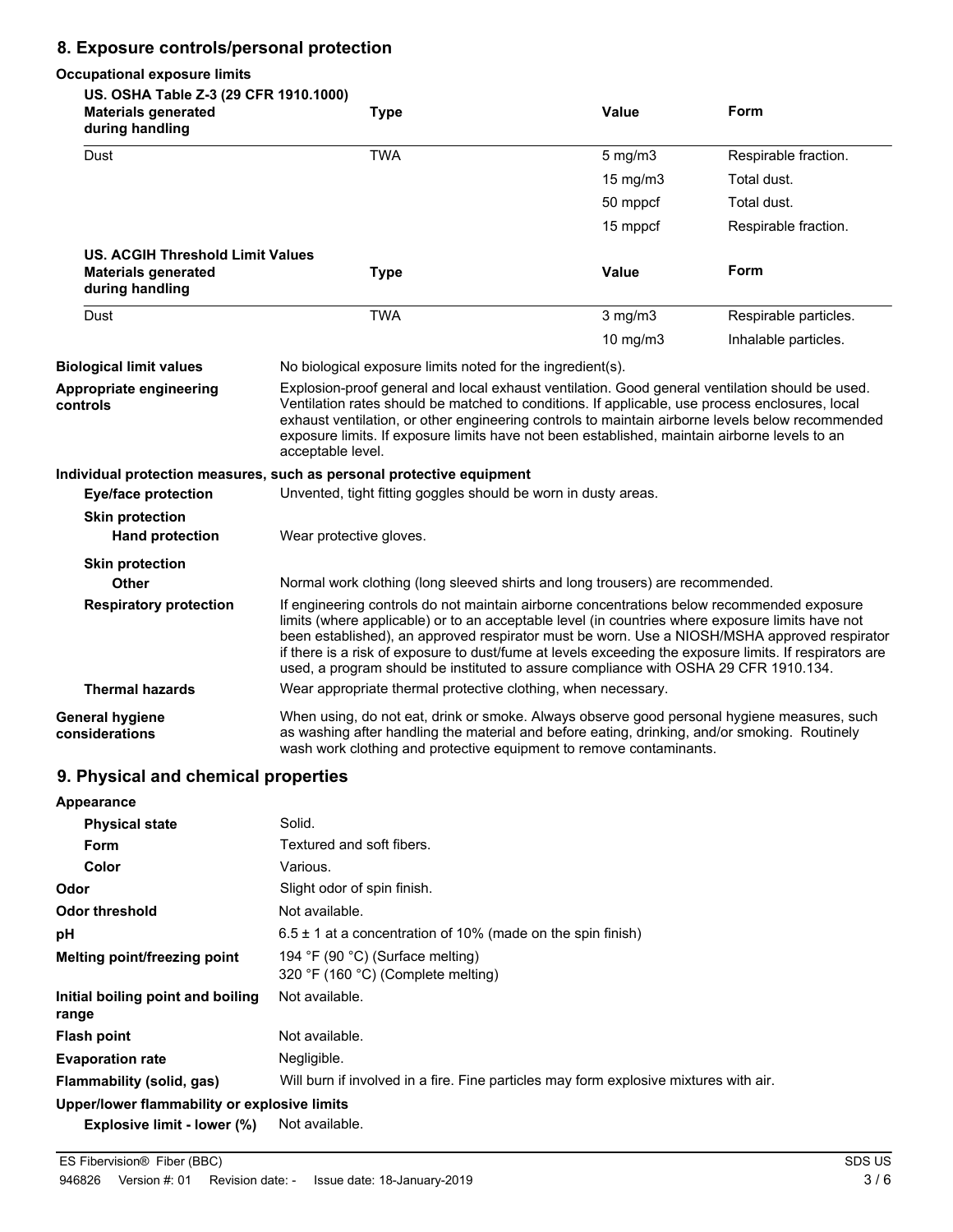## 8. Exposure controls/personal protection

**Occupational exposure limits**

**US. OSHA Table Z-3 (29 CFR 1910.1000)**

| Materials generated during handling | Type | Value | Form |
|---|---|---|---|
| Dust | TWA | 5 mg/m3 | Respirable fraction. |
| | | 15 mg/m3 | Total dust. |
| | | 50 mppcf | Total dust. |
| | | 15 mppcf | Respirable fraction. |

**US. ACGIH Threshold Limit Values**

| Materials generated during handling | Type | Value | Form |
|---|---|---|---|
| Dust | TWA | 3 mg/m3 | Respirable particles. |
| | | 10 mg/m3 | Inhalable particles. |

**Biological limit values** No biological exposure limits noted for the ingredient(s).

**Appropriate engineering controls** Explosion-proof general and local exhaust ventilation. Good general ventilation should be used. Ventilation rates should be matched to conditions. If applicable, use process enclosures, local exhaust ventilation, or other engineering controls to maintain airborne levels below recommended exposure limits. If exposure limits have not been established, maintain airborne levels to an acceptable level.

**Individual protection measures, such as personal protective equipment**

**Eye/face protection** Unvented, tight fitting goggles should be worn in dusty areas.

**Skin protection**

**Hand protection** Wear protective gloves.

**Skin protection**

**Other** Normal work clothing (long sleeved shirts and long trousers) are recommended.

**Respiratory protection** If engineering controls do not maintain airborne concentrations below recommended exposure limits (where applicable) or to an acceptable level (in countries where exposure limits have not been established), an approved respirator must be worn. Use a NIOSH/MSHA approved respirator if there is a risk of exposure to dust/fume at levels exceeding the exposure limits. If respirators are used, a program should be instituted to assure compliance with OSHA 29 CFR 1910.134.

**Thermal hazards** Wear appropriate thermal protective clothing, when necessary.

**General hygiene considerations** When using, do not eat, drink or smoke. Always observe good personal hygiene measures, such as washing after handling the material and before eating, drinking, and/or smoking. Routinely wash work clothing and protective equipment to remove contaminants.

## 9. Physical and chemical properties

**Appearance**

**Physical state** Solid.

**Form** Textured and soft fibers.

**Color** Various.

**Odor** Slight odor of spin finish.

**Odor threshold** Not available.

**pH** 6.5 ± 1 at a concentration of 10% (made on the spin finish)

**Melting point/freezing point** 194 °F (90 °C) (Surface melting)
320 °F (160 °C) (Complete melting)

**Initial boiling point and boiling range** Not available.

**Flash point** Not available.

**Evaporation rate** Negligible.

**Flammability (solid, gas)** Will burn if involved in a fire. Fine particles may form explosive mixtures with air.

**Upper/lower flammability or explosive limits**

**Explosive limit - lower (%)** Not available.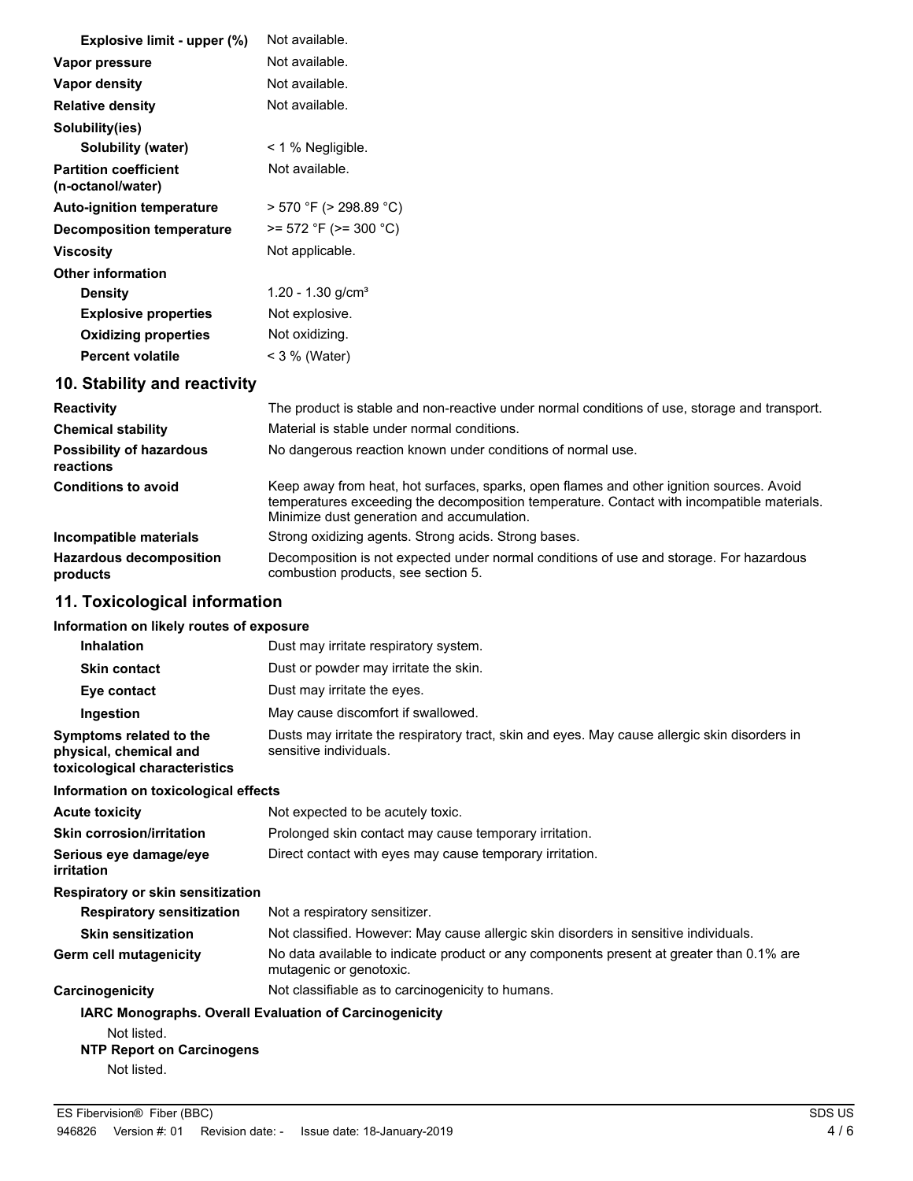| | |
|---|---|
| **Explosive limit - upper (%)** | Not available. |
| **Vapor pressure** | Not available. |
| **Vapor density** | Not available. |
| **Relative density** | Not available. |
| **Solubility(ies)** | |
| **Solubility (water)** | < 1 % Negligible. |
| **Partition coefficient (n-octanol/water)** | Not available. |
| **Auto-ignition temperature** | > 570 °F (> 298.89 °C) |
| **Decomposition temperature** | >= 572 °F (>= 300 °C) |
| **Viscosity** | Not applicable. |
| **Other information** | |
| **Density** | 1.20 - 1.30 g/cm³ |
| **Explosive properties** | Not explosive. |
| **Oxidizing properties** | Not oxidizing. |
| **Percent volatile** | < 3 % (Water) |

## 10. Stability and reactivity

| | |
|---|---|
| **Reactivity** | The product is stable and non-reactive under normal conditions of use, storage and transport. |
| **Chemical stability** | Material is stable under normal conditions. |
| **Possibility of hazardous reactions** | No dangerous reaction known under conditions of normal use. |
| **Conditions to avoid** | Keep away from heat, hot surfaces, sparks, open flames and other ignition sources. Avoid temperatures exceeding the decomposition temperature. Contact with incompatible materials. Minimize dust generation and accumulation. |
| **Incompatible materials** | Strong oxidizing agents. Strong acids. Strong bases. |
| **Hazardous decomposition products** | Decomposition is not expected under normal conditions of use and storage. For hazardous combustion products, see section 5. |

## 11. Toxicological information

**Information on likely routes of exposure**

| | |
|---|---|
| **Inhalation** | Dust may irritate respiratory system. |
| **Skin contact** | Dust or powder may irritate the skin. |
| **Eye contact** | Dust may irritate the eyes. |
| **Ingestion** | May cause discomfort if swallowed. |
| **Symptoms related to the physical, chemical and toxicological characteristics** | Dusts may irritate the respiratory tract, skin and eyes. May cause allergic skin disorders in sensitive individuals. |

**Information on toxicological effects**

| | |
|---|---|
| **Acute toxicity** | Not expected to be acutely toxic. |
| **Skin corrosion/irritation** | Prolonged skin contact may cause temporary irritation. |
| **Serious eye damage/eye irritation** | Direct contact with eyes may cause temporary irritation. |
| **Respiratory or skin sensitization** | |
| **Respiratory sensitization** | Not a respiratory sensitizer. |
| **Skin sensitization** | Not classified. However: May cause allergic skin disorders in sensitive individuals. |
| **Germ cell mutagenicity** | No data available to indicate product or any components present at greater than 0.1% are mutagenic or genotoxic. |
| **Carcinogenicity** | Not classifiable as to carcinogenicity to humans. |

**IARC Monographs. Overall Evaluation of Carcinogenicity**

Not listed.

**NTP Report on Carcinogens**

Not listed.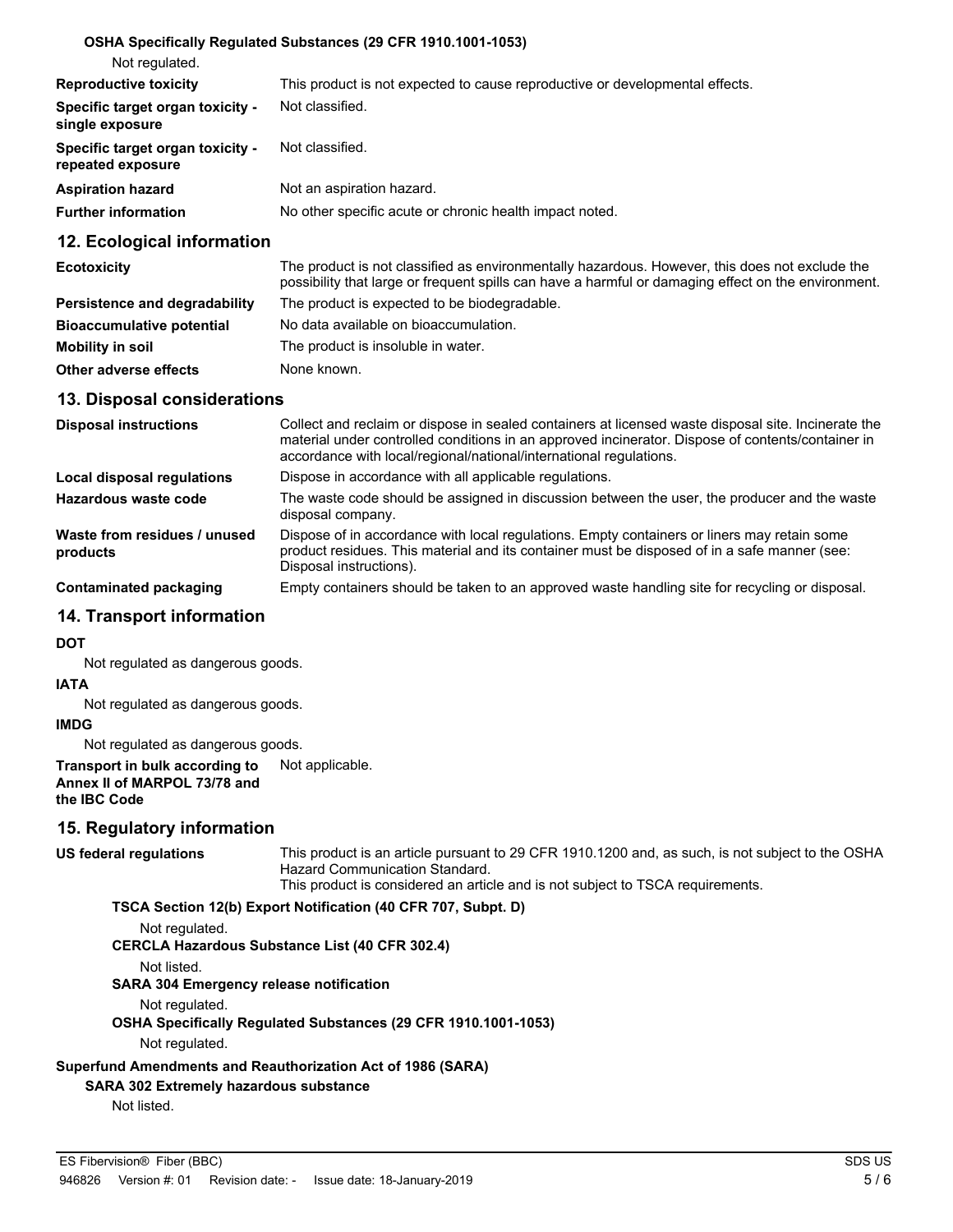**OSHA Specifically Regulated Substances (29 CFR 1910.1001-1053)**

Not regulated.

| | |
|---|---|
| **Reproductive toxicity** | This product is not expected to cause reproductive or developmental effects. |
| **Specific target organ toxicity - single exposure** | Not classified. |
| **Specific target organ toxicity - repeated exposure** | Not classified. |
| **Aspiration hazard** | Not an aspiration hazard. |
| **Further information** | No other specific acute or chronic health impact noted. |

## 12. Ecological information

| | |
|---|---|
| **Ecotoxicity** | The product is not classified as environmentally hazardous. However, this does not exclude the possibility that large or frequent spills can have a harmful or damaging effect on the environment. |
| **Persistence and degradability** | The product is expected to be biodegradable. |
| **Bioaccumulative potential** | No data available on bioaccumulation. |
| **Mobility in soil** | The product is insoluble in water. |
| **Other adverse effects** | None known. |

## 13. Disposal considerations

| | |
|---|---|
| **Disposal instructions** | Collect and reclaim or dispose in sealed containers at licensed waste disposal site. Incinerate the material under controlled conditions in an approved incinerator. Dispose of contents/container in accordance with local/regional/national/international regulations. |
| **Local disposal regulations** | Dispose in accordance with all applicable regulations. |
| **Hazardous waste code** | The waste code should be assigned in discussion between the user, the producer and the waste disposal company. |
| **Waste from residues / unused products** | Dispose of in accordance with local regulations. Empty containers or liners may retain some product residues. This material and its container must be disposed of in a safe manner (see: Disposal instructions). |
| **Contaminated packaging** | Empty containers should be taken to an approved waste handling site for recycling or disposal. |

## 14. Transport information

**DOT**

Not regulated as dangerous goods.

**IATA**

Not regulated as dangerous goods.

**IMDG**

Not regulated as dangerous goods.

| | |
|---|---|
| **Transport in bulk according to Annex II of MARPOL 73/78 and the IBC Code** | Not applicable. |

## 15. Regulatory information

| | |
|---|---|
| **US federal regulations** | This product is an article pursuant to 29 CFR 1910.1200 and, as such, is not subject to the OSHA Hazard Communication Standard. This product is considered an article and is not subject to TSCA requirements. |

**TSCA Section 12(b) Export Notification (40 CFR 707, Subpt. D)**

Not regulated.

**CERCLA Hazardous Substance List (40 CFR 302.4)**

Not listed.

**SARA 304 Emergency release notification**

Not regulated.

**OSHA Specifically Regulated Substances (29 CFR 1910.1001-1053)**

Not regulated.

**Superfund Amendments and Reauthorization Act of 1986 (SARA)**

**SARA 302 Extremely hazardous substance**

Not listed.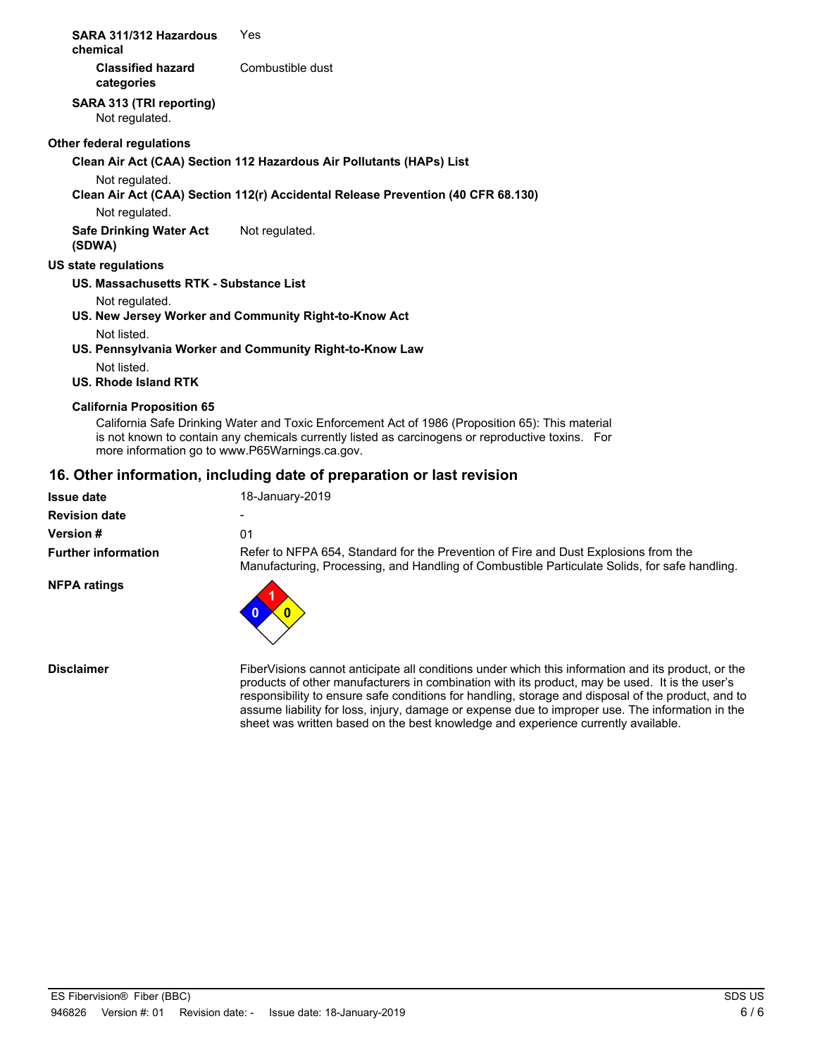**SARA 311/312 Hazardous chemical** Yes

**Classified hazard categories** Combustible dust

**SARA 313 (TRI reporting)**

Not regulated.

**Other federal regulations**

**Clean Air Act (CAA) Section 112 Hazardous Air Pollutants (HAPs) List**

Not regulated.

**Clean Air Act (CAA) Section 112(r) Accidental Release Prevention (40 CFR 68.130)**

Not regulated.

**Safe Drinking Water Act (SDWA)** Not regulated.

**US state regulations**

**US. Massachusetts RTK - Substance List**

Not regulated.

**US. New Jersey Worker and Community Right-to-Know Act**

Not listed.

**US. Pennsylvania Worker and Community Right-to-Know Law**

Not listed.

**US. Rhode Island RTK**

**California Proposition 65**

California Safe Drinking Water and Toxic Enforcement Act of 1986 (Proposition 65): This material is not known to contain any chemicals currently listed as carcinogens or reproductive toxins. For more information go to www.P65Warnings.ca.gov.

## 16. Other information, including date of preparation or last revision

| | |
|---|---|
| **Issue date** | 18-January-2019 |
| **Revision date** | - |
| **Version #** | 01 |
| **Further information** | Refer to NFPA 654, Standard for the Prevention of Fire and Dust Explosions from the Manufacturing, Processing, and Handling of Combustible Particulate Solids, for safe handling. |
| **NFPA ratings** | Health: 0, Flammability: 1, Instability: 0 |
| **Disclaimer** | FiberVisions cannot anticipate all conditions under which this information and its product, or the products of other manufacturers in combination with its product, may be used. It is the user's responsibility to ensure safe conditions for handling, storage and disposal of the product, and to assume liability for loss, injury, damage or expense due to improper use. The information in the sheet was written based on the best knowledge and experience currently available. |